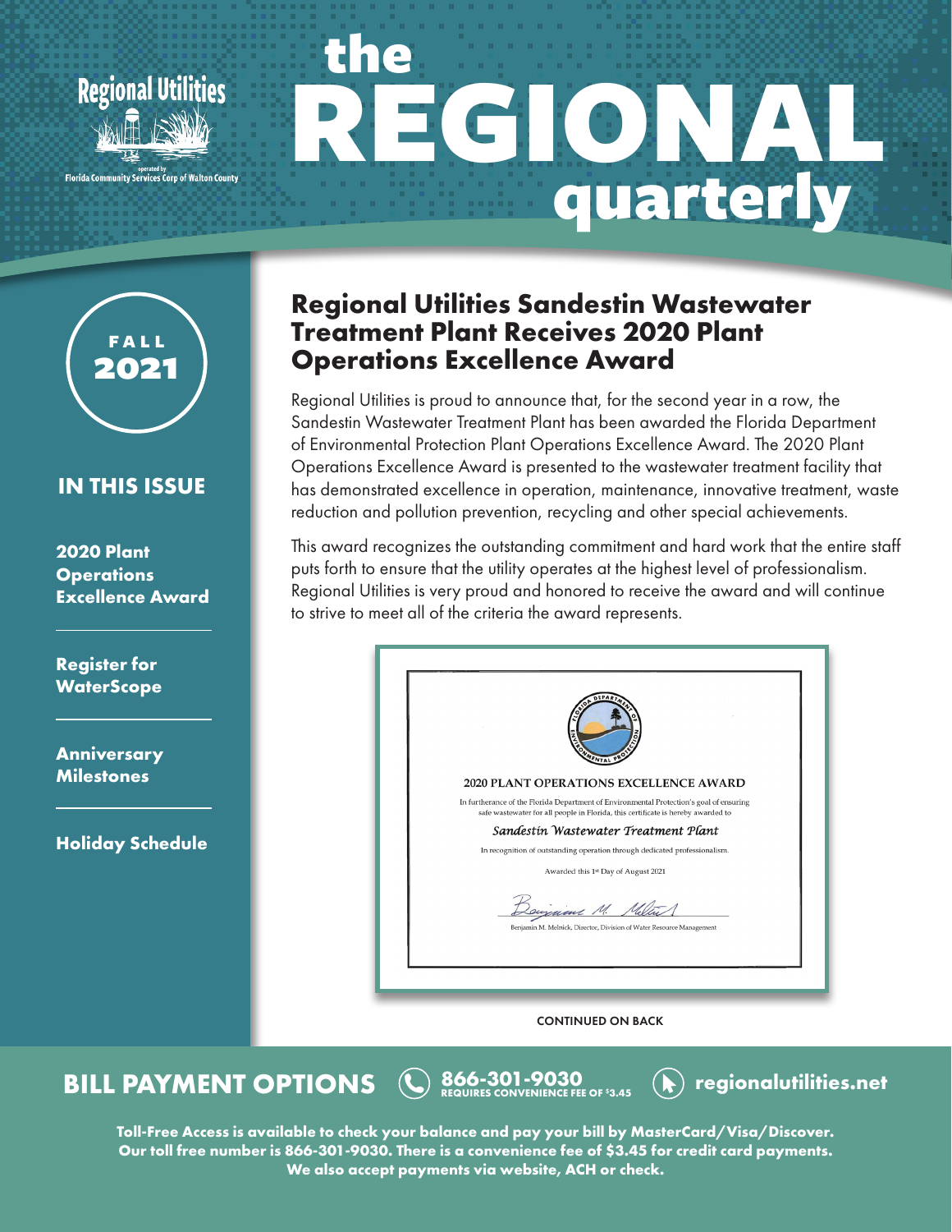Regional Utilities

operated by
Florida Community Services Corp of Walton County

# the REGIONAL quarterly

**FALL 2021**

## IN THIS ISSUE

**2020 Plant Operations Excellence Award**

**Register for WaterScope**

**Anniversary Milestones**

**Holiday Schedule**

## Regional Utilities Sandestin Wastewater Treatment Plant Receives 2020 Plant Operations Excellence Award

Regional Utilities is proud to announce that, for the second year in a row, the Sandestin Wastewater Treatment Plant has been awarded the Florida Department of Environmental Protection Plant Operations Excellence Award. The 2020 Plant Operations Excellence Award is presented to the wastewater treatment facility that has demonstrated excellence in operation, maintenance, innovative treatment, waste reduction and pollution prevention, recycling and other special achievements.

This award recognizes the outstanding commitment and hard work that the entire staff puts forth to ensure that the utility operates at the highest level of professionalism. Regional Utilities is very proud and honored to receive the award and will continue to strive to meet all of the criteria the award represents.

2020 PLANT OPERATIONS EXCELLENCE AWARD

In furtherance of the Florida Department of Environmental Protection's goal of ensuring safe wastewater for all people in Florida, this certificate is hereby awarded to

*Sandestin Wastewater Treatment Plant*

In recognition of outstanding operation through dedicated professionalism.

Awarded this 1st Day of August 2021

Benjamin M. Melnick, Director, Division of Water Resource Management

CONTINUED ON BACK

## BILL PAYMENT OPTIONS

866-301-9030 REQUIRES CONVENIENCE FEE OF $3.45

regionalutilities.net

**Toll-Free Access is available to check your balance and pay your bill by MasterCard/Visa/Discover. Our toll free number is 866-301-9030. There is a convenience fee of $3.45 for credit card payments. We also accept payments via website, ACH or check.**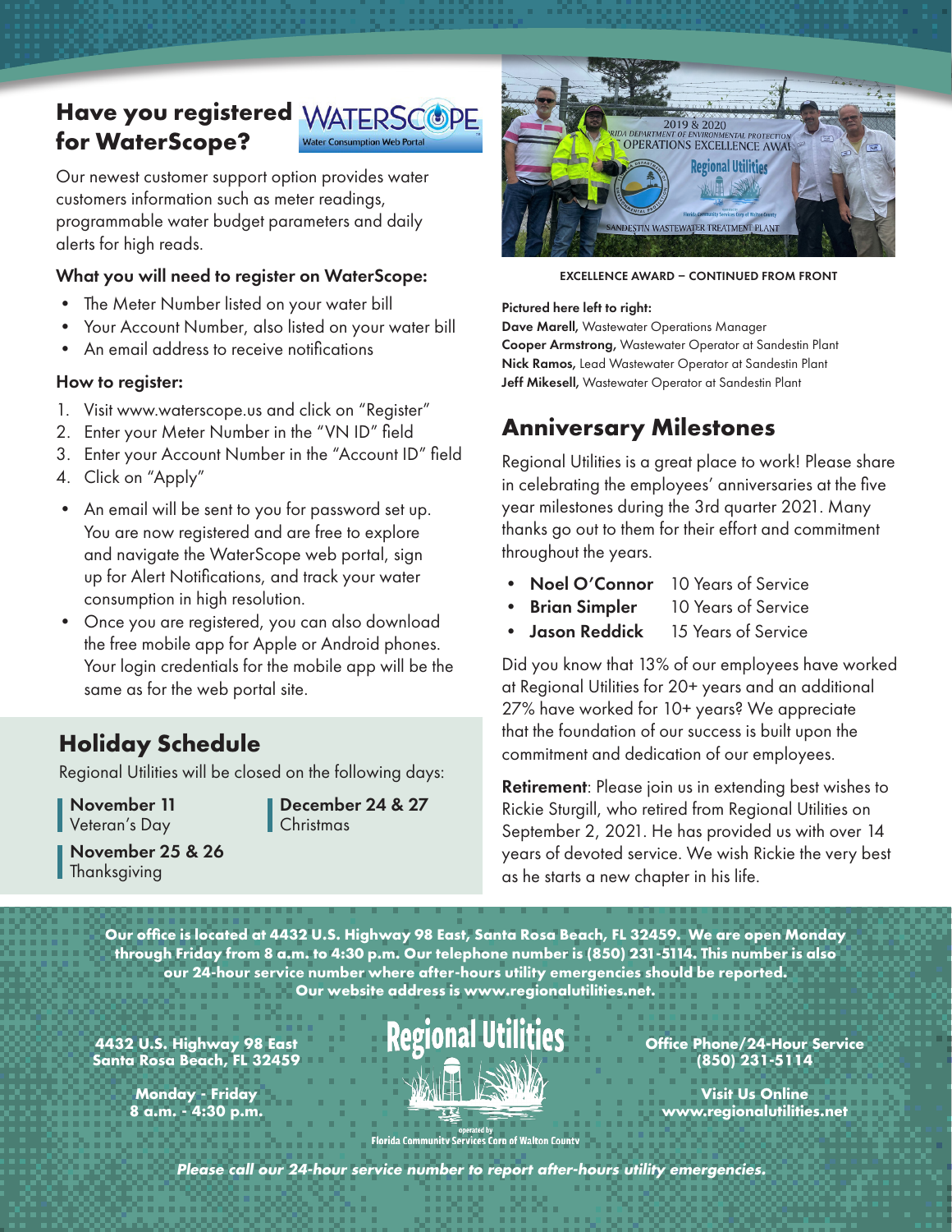## Have you registered for WaterScope?

WATERSCOPE Water Consumption Web Portal

Our newest customer support option provides water customers information such as meter readings, programmable water budget parameters and daily alerts for high reads.

### What you will need to register on WaterScope:

- The Meter Number listed on your water bill
- Your Account Number, also listed on your water bill
- An email address to receive notifications

### How to register:

1. Visit www.waterscope.us and click on "Register"
2. Enter your Meter Number in the "VN ID" field
3. Enter your Account Number in the "Account ID" field
4. Click on "Apply"

- An email will be sent to you for password set up. You are now registered and are free to explore and navigate the WaterScope web portal, sign up for Alert Notifications, and track your water consumption in high resolution.
- Once you are registered, you can also download the free mobile app for Apple or Android phones. Your login credentials for the mobile app will be the same as for the web portal site.

## Holiday Schedule

Regional Utilities will be closed on the following days:

**November 11**
Veteran's Day

**November 25 & 26**
Thanksgiving

**December 24 & 27**
Christmas

EXCELLENCE AWARD – CONTINUED FROM FRONT

**Pictured here left to right:**
**Dave Marell,** Wastewater Operations Manager
**Cooper Armstrong,** Wastewater Operator at Sandestin Plant
**Nick Ramos,** Lead Wastewater Operator at Sandestin Plant
**Jeff Mikesell,** Wastewater Operator at Sandestin Plant

## Anniversary Milestones

Regional Utilities is a great place to work! Please share in celebrating the employees' anniversaries at the five year milestones during the 3rd quarter 2021. Many thanks go out to them for their effort and commitment throughout the years.

- **Noel O'Connor** 10 Years of Service
- **Brian Simpler** 10 Years of Service
- **Jason Reddick** 15 Years of Service

Did you know that 13% of our employees have worked at Regional Utilities for 20+ years and an additional 27% have worked for 10+ years? We appreciate that the foundation of our success is built upon the commitment and dedication of our employees.

**Retirement**: Please join us in extending best wishes to Rickie Sturgill, who retired from Regional Utilities on September 2, 2021. He has provided us with over 14 years of devoted service. We wish Rickie the very best as he starts a new chapter in his life.

**Our office is located at 4432 U.S. Highway 98 East, Santa Rosa Beach, FL 32459. We are open Monday through Friday from 8 a.m. to 4:30 p.m. Our telephone number is (850) 231-5114. This number is also our 24-hour service number where after-hours utility emergencies should be reported. Our website address is www.regionalutilities.net.**

**4432 U.S. Highway 98 East**
**Santa Rosa Beach, FL 32459**

**Monday - Friday**
**8 a.m. - 4:30 p.m.**

Regional Utilities
operated by
Florida Community Services Corp of Walton County

**Office Phone/24-Hour Service**
**(850) 231-5114**

**Visit Us Online**
**www.regionalutilities.net**

***Please call our 24-hour service number to report after-hours utility emergencies.***